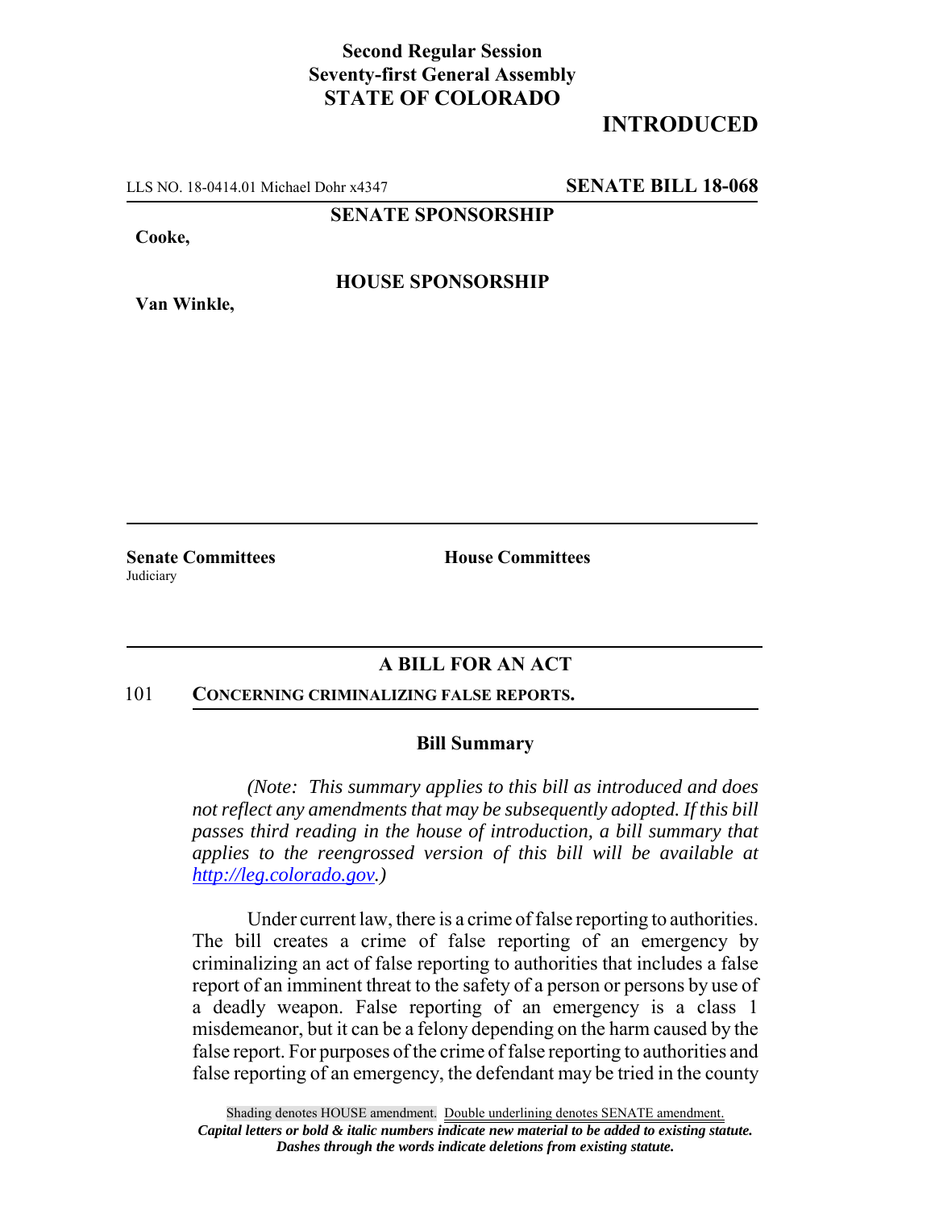**Second Regular Session**
**Seventy-first General Assembly**
**STATE OF COLORADO**

## INTRODUCED

LLS NO. 18-0414.01 Michael Dohr x4347 **SENATE BILL 18-068**

**SENATE SPONSORSHIP**

**Cooke,**

**HOUSE SPONSORSHIP**

**Van Winkle,**

**Senate Committees**
Judiciary

**House Committees**

## A BILL FOR AN ACT

101 **CONCERNING CRIMINALIZING FALSE REPORTS.**

### Bill Summary

*(Note: This summary applies to this bill as introduced and does not reflect any amendments that may be subsequently adopted. If this bill passes third reading in the house of introduction, a bill summary that applies to the reengrossed version of this bill will be available at http://leg.colorado.gov.)*

Under current law, there is a crime of false reporting to authorities. The bill creates a crime of false reporting of an emergency by criminalizing an act of false reporting to authorities that includes a false report of an imminent threat to the safety of a person or persons by use of a deadly weapon. False reporting of an emergency is a class 1 misdemeanor, but it can be a felony depending on the harm caused by the false report. For purposes of the crime of false reporting to authorities and false reporting of an emergency, the defendant may be tried in the county

Shading denotes HOUSE amendment. Double underlining denotes SENATE amendment.
*Capital letters or bold & italic numbers indicate new material to be added to existing statute.*
*Dashes through the words indicate deletions from existing statute.*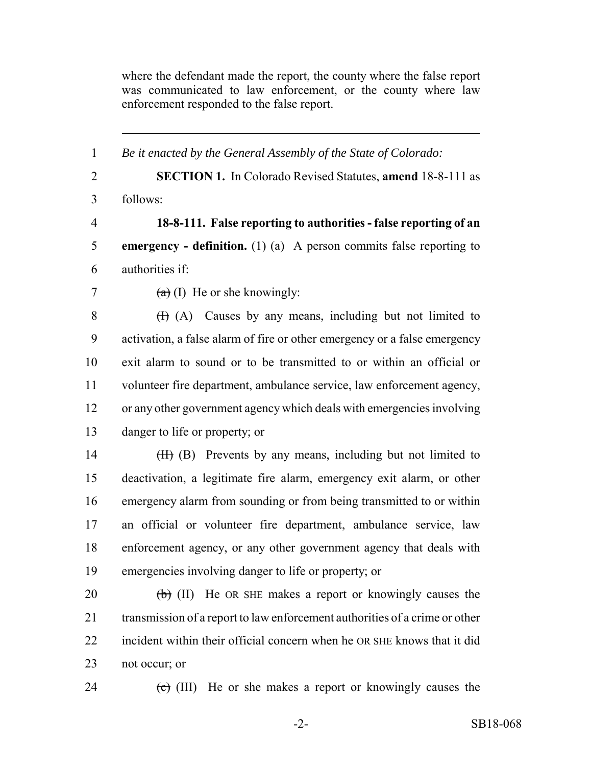where the defendant made the report, the county where the false report was communicated to law enforcement, or the county where law enforcement responded to the false report.

---

1 *Be it enacted by the General Assembly of the State of Colorado:*

2 **SECTION 1.** In Colorado Revised Statutes, **amend** 18-8-111 as
3 follows:

4 **18-8-111. False reporting to authorities - false reporting of an**
5 **emergency - definition.** (1) (a) A person commits false reporting to
6 authorities if:

7 ~~(a)~~ (I) He or she knowingly:

8 ~~(I)~~ (A) Causes by any means, including but not limited to
9 activation, a false alarm of fire or other emergency or a false emergency
10 exit alarm to sound or to be transmitted to or within an official or
11 volunteer fire department, ambulance service, law enforcement agency,
12 or any other government agency which deals with emergencies involving
13 danger to life or property; or

14 ~~(II)~~ (B) Prevents by any means, including but not limited to
15 deactivation, a legitimate fire alarm, emergency exit alarm, or other
16 emergency alarm from sounding or from being transmitted to or within
17 an official or volunteer fire department, ambulance service, law
18 enforcement agency, or any other government agency that deals with
19 emergencies involving danger to life or property; or

20 ~~(b)~~ (II) He OR SHE makes a report or knowingly causes the
21 transmission of a report to law enforcement authorities of a crime or other
22 incident within their official concern when he OR SHE knows that it did
23 not occur; or

24 ~~(c)~~ (III) He or she makes a report or knowingly causes the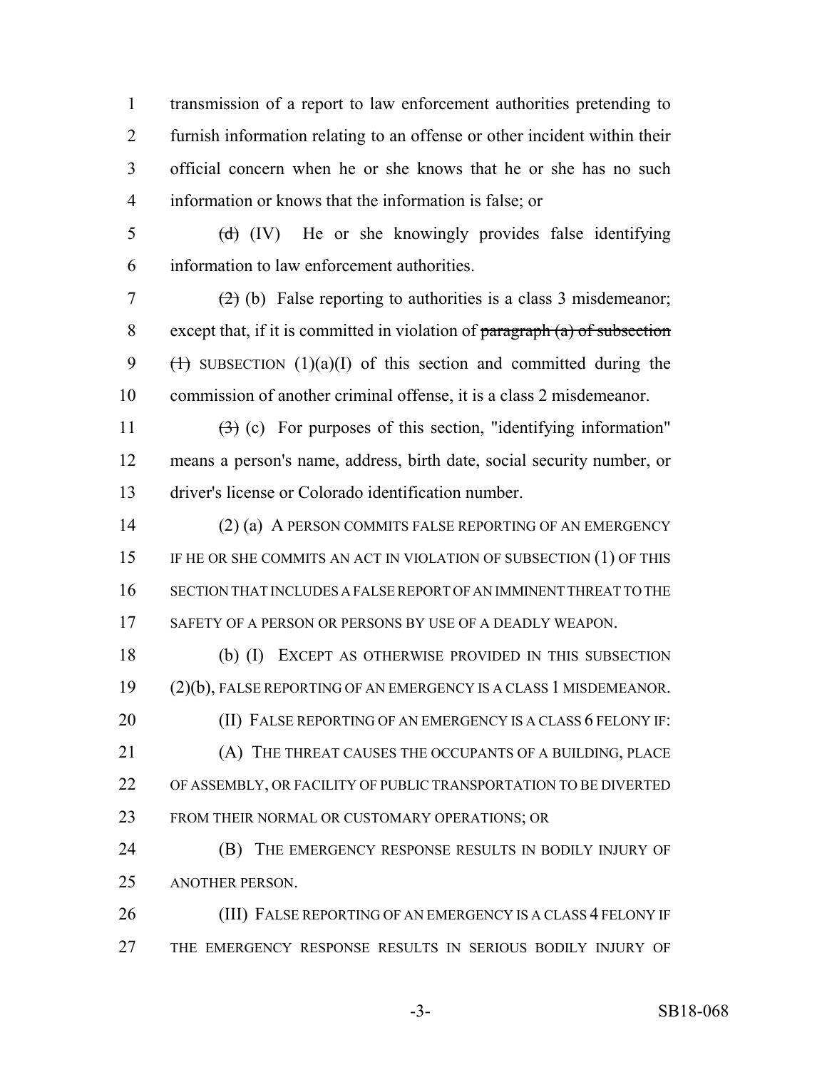transmission of a report to law enforcement authorities pretending to furnish information relating to an offense or other incident within their official concern when he or she knows that he or she has no such information or knows that the information is false; or

~~(d)~~ (IV) He or she knowingly provides false identifying information to law enforcement authorities.

~~(2)~~ (b) False reporting to authorities is a class 3 misdemeanor; except that, if it is committed in violation of ~~paragraph (a) of subsection (1)~~ SUBSECTION (1)(a)(I) of this section and committed during the commission of another criminal offense, it is a class 2 misdemeanor.

~~(3)~~ (c) For purposes of this section, "identifying information" means a person's name, address, birth date, social security number, or driver's license or Colorado identification number.

(2) (a) A PERSON COMMITS FALSE REPORTING OF AN EMERGENCY IF HE OR SHE COMMITS AN ACT IN VIOLATION OF SUBSECTION (1) OF THIS SECTION THAT INCLUDES A FALSE REPORT OF AN IMMINENT THREAT TO THE SAFETY OF A PERSON OR PERSONS BY USE OF A DEADLY WEAPON.

(b) (I) EXCEPT AS OTHERWISE PROVIDED IN THIS SUBSECTION (2)(b), FALSE REPORTING OF AN EMERGENCY IS A CLASS 1 MISDEMEANOR.

(II) FALSE REPORTING OF AN EMERGENCY IS A CLASS 6 FELONY IF:

(A) THE THREAT CAUSES THE OCCUPANTS OF A BUILDING, PLACE OF ASSEMBLY, OR FACILITY OF PUBLIC TRANSPORTATION TO BE DIVERTED FROM THEIR NORMAL OR CUSTOMARY OPERATIONS; OR

(B) THE EMERGENCY RESPONSE RESULTS IN BODILY INJURY OF ANOTHER PERSON.

(III) FALSE REPORTING OF AN EMERGENCY IS A CLASS 4 FELONY IF THE EMERGENCY RESPONSE RESULTS IN SERIOUS BODILY INJURY OF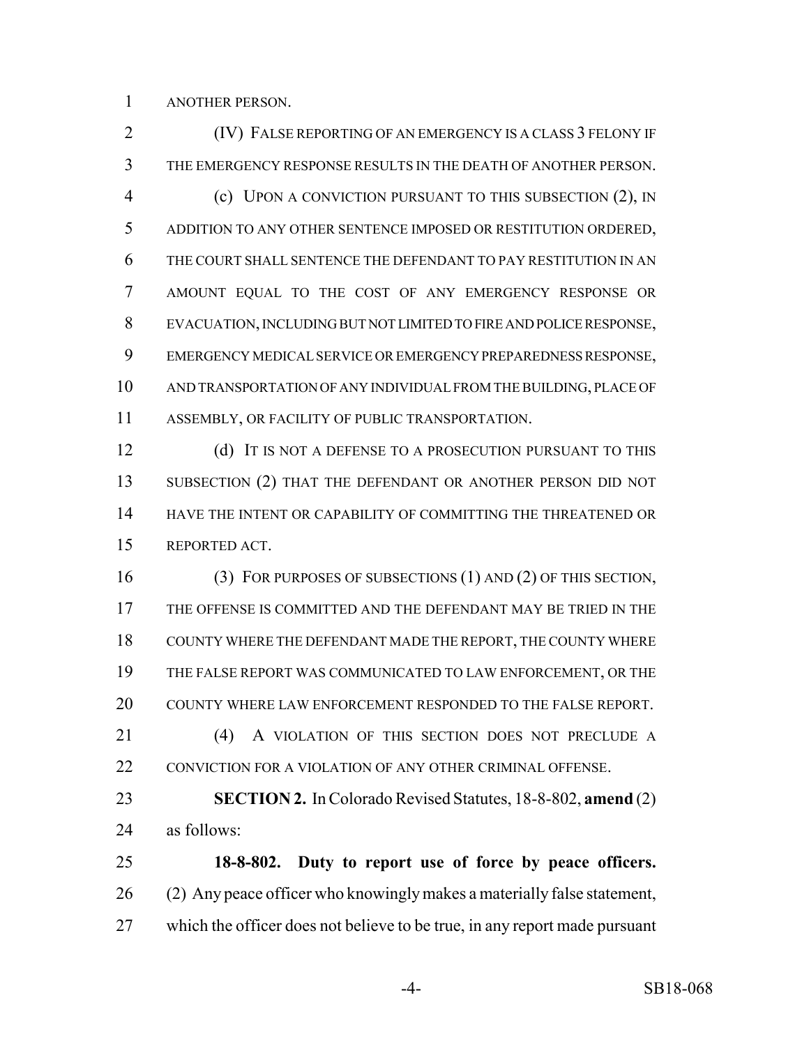ANOTHER PERSON.

(IV) FALSE REPORTING OF AN EMERGENCY IS A CLASS 3 FELONY IF THE EMERGENCY RESPONSE RESULTS IN THE DEATH OF ANOTHER PERSON.

(c) UPON A CONVICTION PURSUANT TO THIS SUBSECTION (2), IN ADDITION TO ANY OTHER SENTENCE IMPOSED OR RESTITUTION ORDERED, THE COURT SHALL SENTENCE THE DEFENDANT TO PAY RESTITUTION IN AN AMOUNT EQUAL TO THE COST OF ANY EMERGENCY RESPONSE OR EVACUATION, INCLUDING BUT NOT LIMITED TO FIRE AND POLICE RESPONSE, EMERGENCY MEDICAL SERVICE OR EMERGENCY PREPAREDNESS RESPONSE, AND TRANSPORTATION OF ANY INDIVIDUAL FROM THE BUILDING, PLACE OF ASSEMBLY, OR FACILITY OF PUBLIC TRANSPORTATION.

(d) IT IS NOT A DEFENSE TO A PROSECUTION PURSUANT TO THIS SUBSECTION (2) THAT THE DEFENDANT OR ANOTHER PERSON DID NOT HAVE THE INTENT OR CAPABILITY OF COMMITTING THE THREATENED OR REPORTED ACT.

(3) FOR PURPOSES OF SUBSECTIONS (1) AND (2) OF THIS SECTION, THE OFFENSE IS COMMITTED AND THE DEFENDANT MAY BE TRIED IN THE COUNTY WHERE THE DEFENDANT MADE THE REPORT, THE COUNTY WHERE THE FALSE REPORT WAS COMMUNICATED TO LAW ENFORCEMENT, OR THE COUNTY WHERE LAW ENFORCEMENT RESPONDED TO THE FALSE REPORT.

(4) A VIOLATION OF THIS SECTION DOES NOT PRECLUDE A CONVICTION FOR A VIOLATION OF ANY OTHER CRIMINAL OFFENSE.

**SECTION 2.** In Colorado Revised Statutes, 18-8-802, **amend** (2) as follows:

**18-8-802. Duty to report use of force by peace officers.** (2) Any peace officer who knowingly makes a materially false statement, which the officer does not believe to be true, in any report made pursuant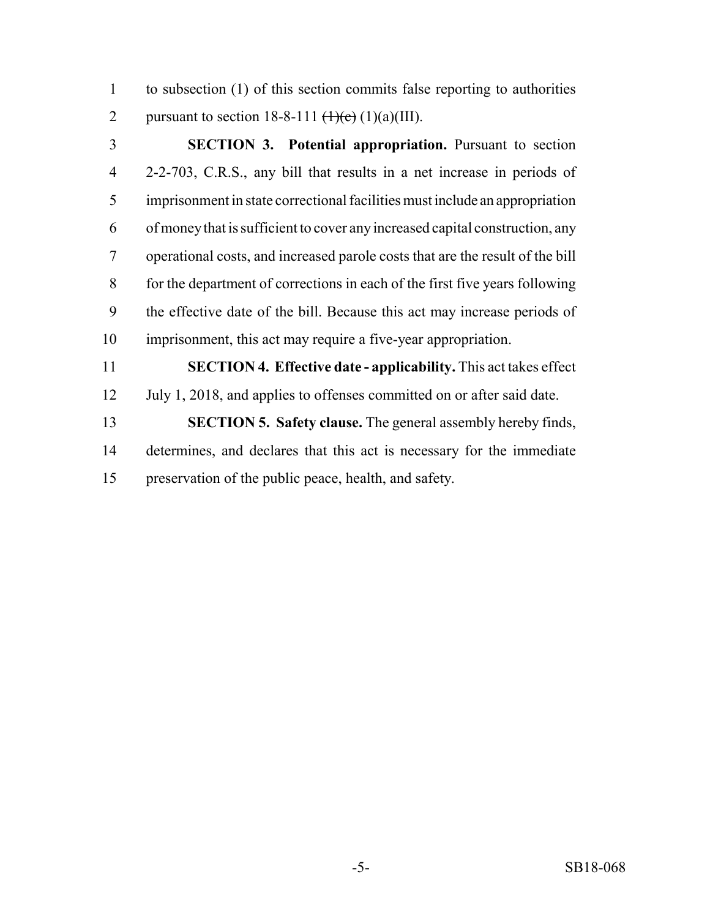to subsection (1) of this section commits false reporting to authorities pursuant to section 18-8-111 ~~(1)(c)~~ (1)(a)(III).

**SECTION 3. Potential appropriation.** Pursuant to section 2-2-703, C.R.S., any bill that results in a net increase in periods of imprisonment in state correctional facilities must include an appropriation of money that is sufficient to cover any increased capital construction, any operational costs, and increased parole costs that are the result of the bill for the department of corrections in each of the first five years following the effective date of the bill. Because this act may increase periods of imprisonment, this act may require a five-year appropriation.

**SECTION 4. Effective date - applicability.** This act takes effect July 1, 2018, and applies to offenses committed on or after said date.

**SECTION 5. Safety clause.** The general assembly hereby finds, determines, and declares that this act is necessary for the immediate preservation of the public peace, health, and safety.